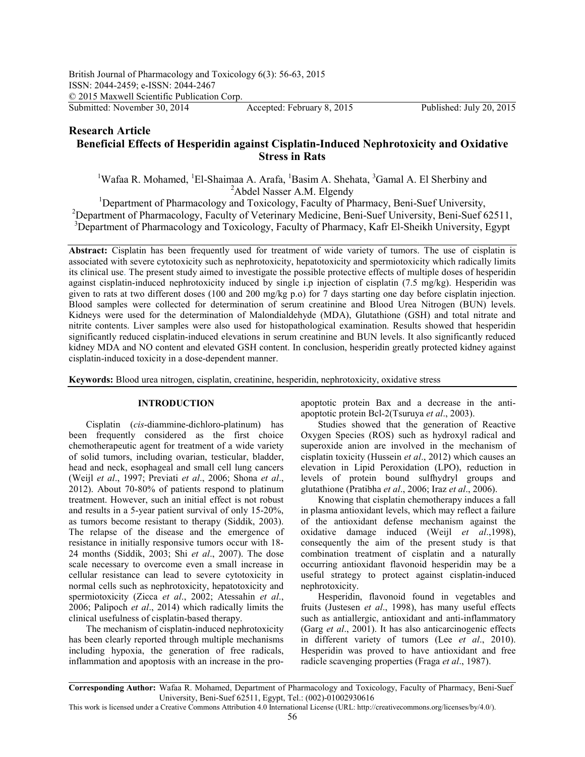British Journal of Pharmacology and Toxicology 6(3): 56-63, 2015
ISSN: 2044-2459; e-ISSN: 2044-2467
© 2015 Maxwell Scientific Publication Corp.
Submitted: November 30, 2014 Accepted: February 8, 2015 Published: July 20, 2015

## Research Article
# Beneficial Effects of Hesperidin against Cisplatin-Induced Nephrotoxicity and Oxidative Stress in Rats

[1]Wafaa R. Mohamed, [1]El-Shaimaa A. Arafa, [1]Basim A. Shehata, [3]Gamal A. El Sherbiny and [2]Abdel Nasser A.M. Elgendy

[1]Department of Pharmacology and Toxicology, Faculty of Pharmacy, Beni-Suef University,
[2]Department of Pharmacology, Faculty of Veterinary Medicine, Beni-Suef University, Beni-Suef 62511,
[3]Department of Pharmacology and Toxicology, Faculty of Pharmacy, Kafr El-Sheikh University, Egypt

**Abstract:** Cisplatin has been frequently used for treatment of wide variety of tumors. The use of cisplatin is associated with severe cytotoxicity such as nephrotoxicity, hepatotoxicity and spermiotoxicity which radically limits its clinical use. The present study aimed to investigate the possible protective effects of multiple doses of hesperidin against cisplatin-induced nephrotoxicity induced by single i.p injection of cisplatin (7.5 mg/kg). Hesperidin was given to rats at two different doses (100 and 200 mg/kg p.o) for 7 days starting one day before cisplatin injection. Blood samples were collected for determination of serum creatinine and Blood Urea Nitrogen (BUN) levels. Kidneys were used for the determination of Malondialdehyde (MDA), Glutathione (GSH) and total nitrate and nitrite contents. Liver samples were also used for histopathological examination. Results showed that hesperidin significantly reduced cisplatin-induced elevations in serum creatinine and BUN levels. It also significantly reduced kidney MDA and NO content and elevated GSH content. In conclusion, hesperidin greatly protected kidney against cisplatin-induced toxicity in a dose-dependent manner.

**Keywords:** Blood urea nitrogen, cisplatin, creatinine, hesperidin, nephrotoxicity, oxidative stress

## INTRODUCTION

Cisplatin (*cis*-diammine-dichloro-platinum) has been frequently considered as the first choice chemotherapeutic agent for treatment of a wide variety of solid tumors, including ovarian, testicular, bladder, head and neck, esophageal and small cell lung cancers (Weijl *et al*., 1997; Previati *et al*., 2006; Shona *et al*., 2012). About 70-80% of patients respond to platinum treatment. However, such an initial effect is not robust and results in a 5-year patient survival of only 15-20%, as tumors become resistant to therapy (Siddik, 2003). The relapse of the disease and the emergence of resistance in initially responsive tumors occur with 18-24 months (Siddik, 2003; Shi *et al*., 2007). The dose scale necessary to overcome even a small increase in cellular resistance can lead to severe cytotoxicity in normal cells such as nephrotoxicity, hepatotoxicity and spermiotoxicity (Zicca *et al*., 2002; Atessahin *et al*., 2006; Palipoch *et al*., 2014) which radically limits the clinical usefulness of cisplatin-based therapy.

The mechanism of cisplatin-induced nephrotoxicity has been clearly reported through multiple mechanisms including hypoxia, the generation of free radicals, inflammation and apoptosis with an increase in the pro-apoptotic protein Bax and a decrease in the anti-apoptotic protein Bcl-2(Tsuruya *et al*., 2003).

Studies showed that the generation of Reactive Oxygen Species (ROS) such as hydroxyl radical and superoxide anion are involved in the mechanism of cisplatin toxicity (Hussein *et al*., 2012) which causes an elevation in Lipid Peroxidation (LPO), reduction in levels of protein bound sulfhydryl groups and glutathione (Pratibha *et al*., 2006; Iraz *et al*., 2006).

Knowing that cisplatin chemotherapy induces a fall in plasma antioxidant levels, which may reflect a failure of the antioxidant defense mechanism against the oxidative damage induced (Weijl *et al*.,1998), consequently the aim of the present study is that combination treatment of cisplatin and a naturally occurring antioxidant flavonoid hesperidin may be a useful strategy to protect against cisplatin-induced nephrotoxicity.

Hesperidin, flavonoid found in vegetables and fruits (Justesen *et al*., 1998), has many useful effects such as antiallergic, antioxidant and anti-inflammatory (Garg *et al*., 2001). It has also anticarcinogenic effects in different variety of tumors (Lee *et al*., 2010). Hesperidin was proved to have antioxidant and free radicle scavenging properties (Fraga *et al*., 1987).

**Corresponding Author:** Wafaa R. Mohamed, Department of Pharmacology and Toxicology, Faculty of Pharmacy, Beni-Suef University, Beni-Suef 62511, Egypt, Tel.: (002)-01002930616

This work is licensed under a Creative Commons Attribution 4.0 International License (URL: http://creativecommons.org/licenses/by/4.0/).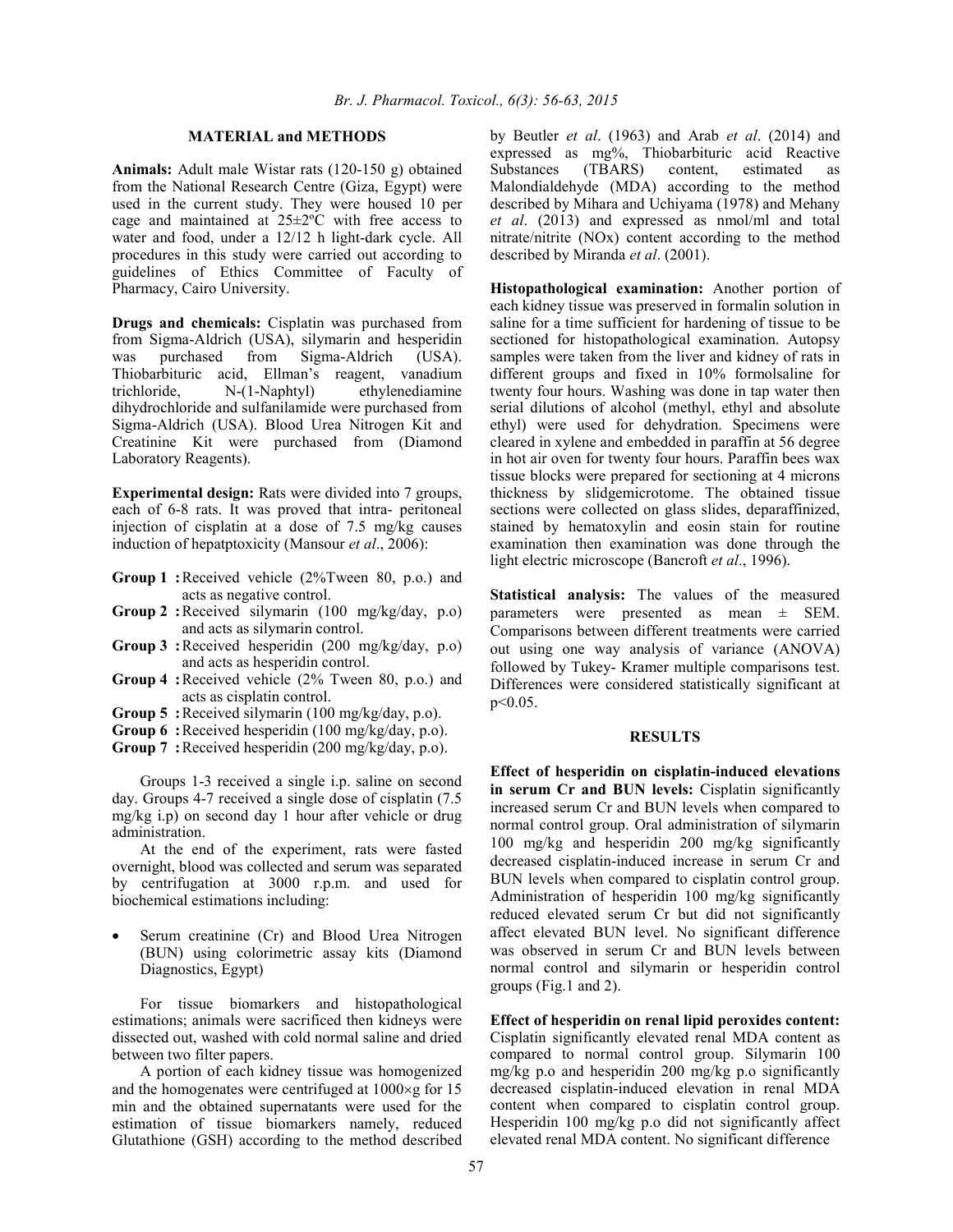## MATERIAL and METHODS

**Animals:** Adult male Wistar rats (120-150 g) obtained from the National Research Centre (Giza, Egypt) were used in the current study. They were housed 10 per cage and maintained at 25±2ºC with free access to water and food, under a 12/12 h light-dark cycle. All procedures in this study were carried out according to guidelines of Ethics Committee of Faculty of Pharmacy, Cairo University.

**Drugs and chemicals:** Cisplatin was purchased from from Sigma-Aldrich (USA), silymarin and hesperidin was purchased from Sigma-Aldrich (USA). Thiobarbituric acid, Ellman's reagent, vanadium trichloride, N-(1-Naphtyl) ethylenediamine dihydrochloride and sulfanilamide were purchased from Sigma-Aldrich (USA). Blood Urea Nitrogen Kit and Creatinine Kit were purchased from (Diamond Laboratory Reagents).

**Experimental design:** Rats were divided into 7 groups, each of 6-8 rats. It was proved that intra- peritoneal injection of cisplatin at a dose of 7.5 mg/kg causes induction of hepatptoxicity (Mansour *et al*., 2006):

- **Group 1 :** Received vehicle (2%Tween 80, p.o.) and acts as negative control.
- **Group 2 :** Received silymarin (100 mg/kg/day, p.o) and acts as silymarin control.
- **Group 3 :** Received hesperidin (200 mg/kg/day, p.o) and acts as hesperidin control.
- **Group 4 :** Received vehicle (2% Tween 80, p.o.) and acts as cisplatin control.
- **Group 5 :** Received silymarin (100 mg/kg/day, p.o).
- **Group 6 :** Received hesperidin (100 mg/kg/day, p.o).
- **Group 7 :** Received hesperidin (200 mg/kg/day, p.o).

Groups 1-3 received a single i.p. saline on second day. Groups 4-7 received a single dose of cisplatin (7.5 mg/kg i.p) on second day 1 hour after vehicle or drug administration.

At the end of the experiment, rats were fasted overnight, blood was collected and serum was separated by centrifugation at 3000 r.p.m. and used for biochemical estimations including:

- Serum creatinine (Cr) and Blood Urea Nitrogen (BUN) using colorimetric assay kits (Diamond Diagnostics, Egypt)

For tissue biomarkers and histopathological estimations; animals were sacrificed then kidneys were dissected out, washed with cold normal saline and dried between two filter papers.

A portion of each kidney tissue was homogenized and the homogenates were centrifuged at 1000×g for 15 min and the obtained supernatants were used for the estimation of tissue biomarkers namely, reduced Glutathione (GSH) according to the method described by Beutler *et al*. (1963) and Arab *et al*. (2014) and expressed as mg%, Thiobarbituric acid Reactive Substances (TBARS) content, estimated as Malondialdehyde (MDA) according to the method described by Mihara and Uchiyama (1978) and Mehany *et al*. (2013) and expressed as nmol/ml and total nitrate/nitrite (NOx) content according to the method described by Miranda *et al*. (2001).

**Histopathological examination:** Another portion of each kidney tissue was preserved in formalin solution in saline for a time sufficient for hardening of tissue to be sectioned for histopathological examination. Autopsy samples were taken from the liver and kidney of rats in different groups and fixed in 10% formolsaline for twenty four hours. Washing was done in tap water then serial dilutions of alcohol (methyl, ethyl and absolute ethyl) were used for dehydration. Specimens were cleared in xylene and embedded in paraffin at 56 degree in hot air oven for twenty four hours. Paraffin bees wax tissue blocks were prepared for sectioning at 4 microns thickness by slidgemicrotome. The obtained tissue sections were collected on glass slides, deparaffinized, stained by hematoxylin and eosin stain for routine examination then examination was done through the light electric microscope (Bancroft *et al*., 1996).

**Statistical analysis:** The values of the measured parameters were presented as mean ± SEM. Comparisons between different treatments were carried out using one way analysis of variance (ANOVA) followed by Tukey- Kramer multiple comparisons test. Differences were considered statistically significant at $p<0.05$.

## RESULTS

**Effect of hesperidin on cisplatin-induced elevations in serum Cr and BUN levels:** Cisplatin significantly increased serum Cr and BUN levels when compared to normal control group. Oral administration of silymarin 100 mg/kg and hesperidin 200 mg/kg significantly decreased cisplatin-induced increase in serum Cr and BUN levels when compared to cisplatin control group. Administration of hesperidin 100 mg/kg significantly reduced elevated serum Cr but did not significantly affect elevated BUN level. No significant difference was observed in serum Cr and BUN levels between normal control and silymarin or hesperidin control groups (Fig.1 and 2).

**Effect of hesperidin on renal lipid peroxides content:** Cisplatin significantly elevated renal MDA content as compared to normal control group. Silymarin 100 mg/kg p.o and hesperidin 200 mg/kg p.o significantly decreased cisplatin-induced elevation in renal MDA content when compared to cisplatin control group. Hesperidin 100 mg/kg p.o did not significantly affect elevated renal MDA content. No significant difference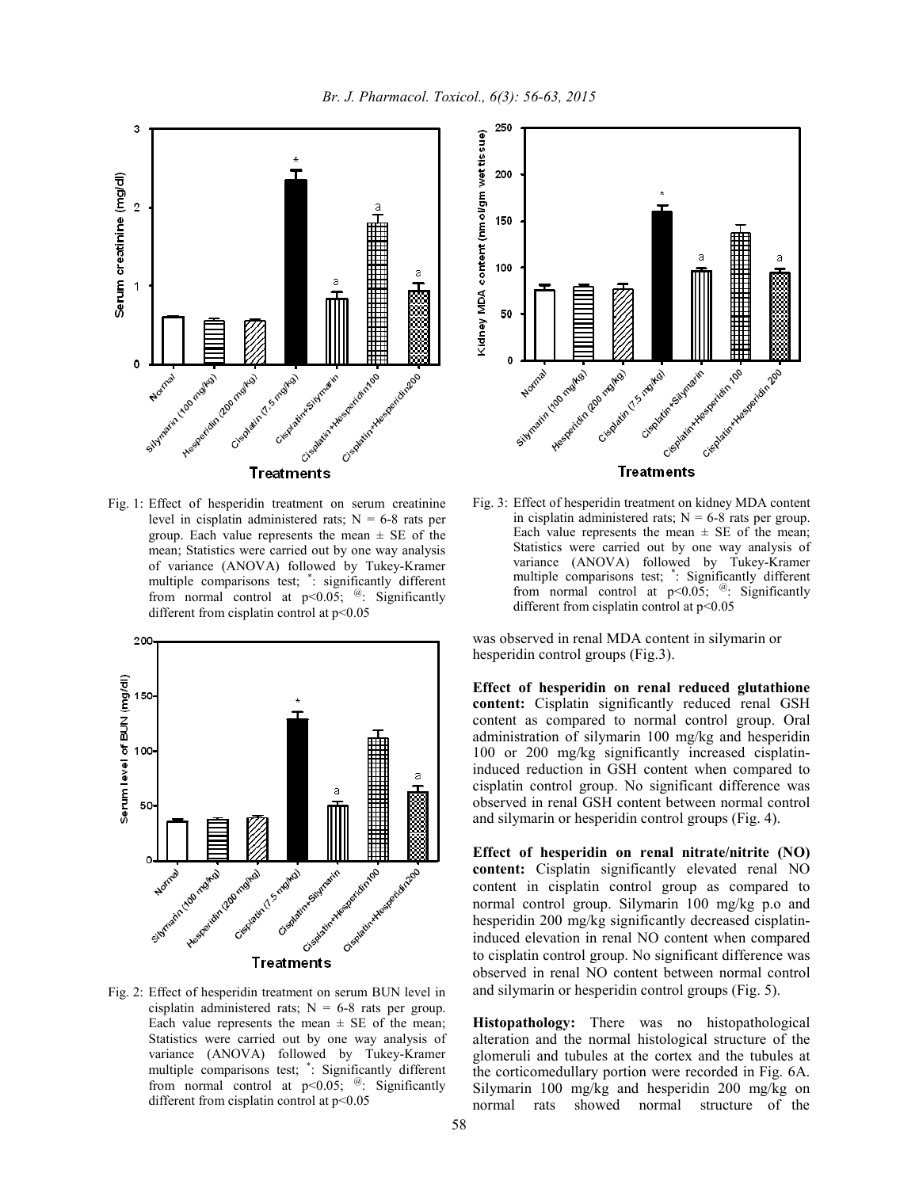Fig. 1: Effect of hesperidin treatment on serum creatinine level in cisplatin administered rats; N = 6-8 rats per group. Each value represents the mean ± SE of the mean; Statistics were carried out by one way analysis of variance (ANOVA) followed by Tukey-Kramer multiple comparisons test; *: significantly different from normal control at $p<0.05$; @: Significantly different from cisplatin control at $p<0.05$

Fig. 2: Effect of hesperidin treatment on serum BUN level in cisplatin administered rats; N = 6-8 rats per group. Each value represents the mean ± SE of the mean; Statistics were carried out by one way analysis of variance (ANOVA) followed by Tukey-Kramer multiple comparisons test; *: Significantly different from normal control at $p<0.05$; @: Significantly different from cisplatin control at $p<0.05$

Fig. 3: Effect of hesperidin treatment on kidney MDA content in cisplatin administered rats; N = 6-8 rats per group. Each value represents the mean ± SE of the mean; Statistics were carried out by one way analysis of variance (ANOVA) followed by Tukey-Kramer multiple comparisons test; *: Significantly different from normal control at $p<0.05$; @: Significantly different from cisplatin control at $p<0.05$

was observed in renal MDA content in silymarin or hesperidin control groups (Fig.3).

**Effect of hesperidin on renal reduced glutathione content:** Cisplatin significantly reduced renal GSH content as compared to normal control group. Oral administration of silymarin 100 mg/kg and hesperidin 100 or 200 mg/kg significantly increased cisplatin-induced reduction in GSH content when compared to cisplatin control group. No significant difference was observed in renal GSH content between normal control and silymarin or hesperidin control groups (Fig. 4).

**Effect of hesperidin on renal nitrate/nitrite (NO) content:** Cisplatin significantly elevated renal NO content in cisplatin control group as compared to normal control group. Silymarin 100 mg/kg p.o and hesperidin 200 mg/kg significantly decreased cisplatin-induced elevation in renal NO content when compared to cisplatin control group. No significant difference was observed in renal NO content between normal control and silymarin or hesperidin control groups (Fig. 5).

**Histopathology:** There was no histopathological alteration and the normal histological structure of the glomeruli and tubules at the cortex and the tubules at the corticomedullary portion were recorded in Fig. 6A. Silymarin 100 mg/kg and hesperidin 200 mg/kg on normal rats showed normal structure of the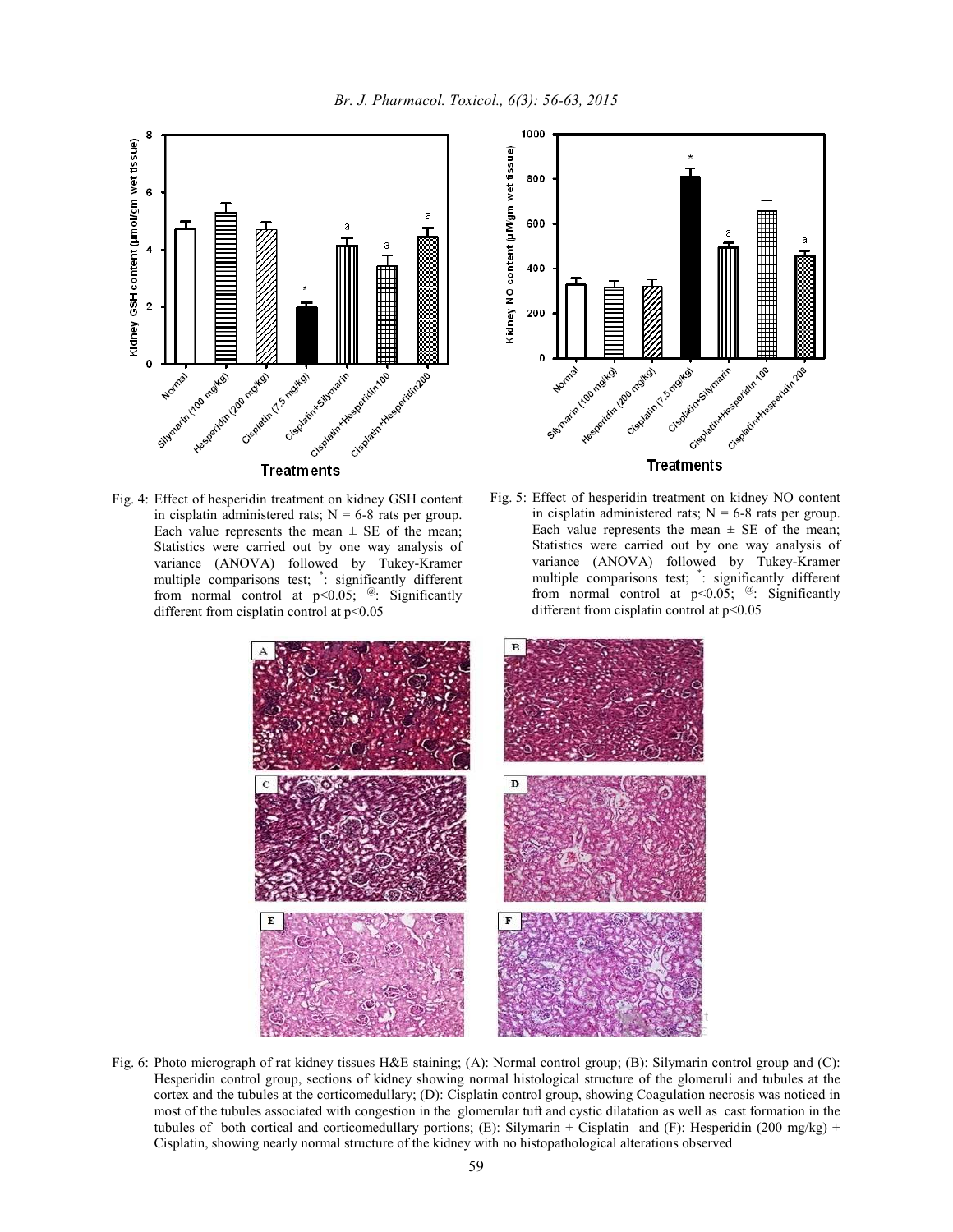Fig. 4: Effect of hesperidin treatment on kidney GSH content in cisplatin administered rats; N = 6-8 rats per group. Each value represents the mean ± SE of the mean; Statistics were carried out by one way analysis of variance (ANOVA) followed by Tukey-Kramer multiple comparisons test; *: significantly different from normal control at $p<0.05$; @: Significantly different from cisplatin control at $p<0.05$

Fig. 5: Effect of hesperidin treatment on kidney NO content in cisplatin administered rats; N = 6-8 rats per group. Each value represents the mean ± SE of the mean; Statistics were carried out by one way analysis of variance (ANOVA) followed by Tukey-Kramer multiple comparisons test; *: significantly different from normal control at $p<0.05$; @: Significantly different from cisplatin control at $p<0.05$

Fig. 6: Photo micrograph of rat kidney tissues H&E staining; (A): Normal control group; (B): Silymarin control group and (C): Hesperidin control group, sections of kidney showing normal histological structure of the glomeruli and tubules at the cortex and the tubules at the corticomedullary; (D): Cisplatin control group, showing Coagulation necrosis was noticed in most of the tubules associated with congestion in the glomerular tuft and cystic dilatation as well as cast formation in the tubules of both cortical and corticomedullary portions; (E): Silymarin + Cisplatin and (F): Hesperidin (200 mg/kg) + Cisplatin, showing nearly normal structure of the kidney with no histopathological alterations observed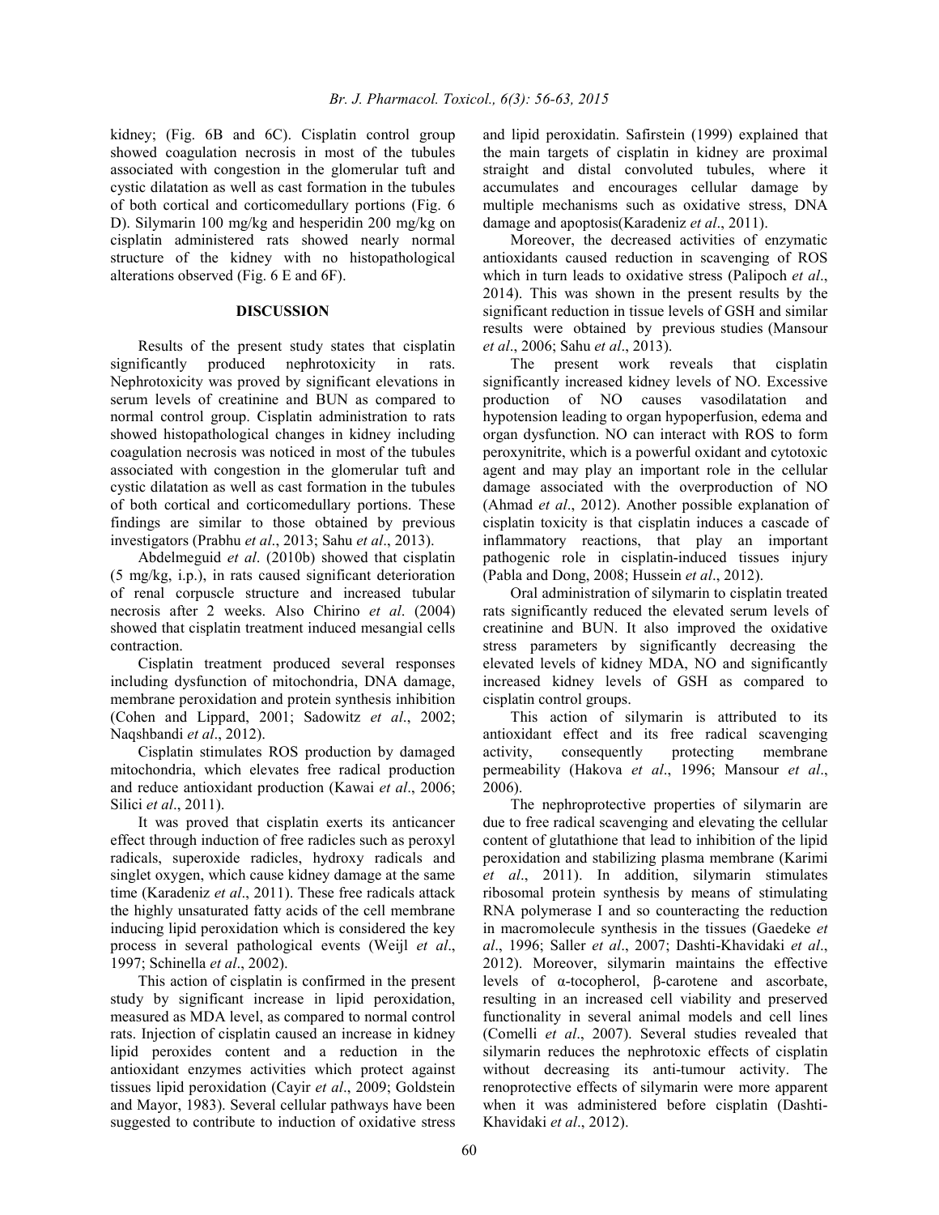kidney; (Fig. 6B and 6C). Cisplatin control group showed coagulation necrosis in most of the tubules associated with congestion in the glomerular tuft and cystic dilatation as well as cast formation in the tubules of both cortical and corticomedullary portions (Fig. 6 D). Silymarin 100 mg/kg and hesperidin 200 mg/kg on cisplatin administered rats showed nearly normal structure of the kidney with no histopathological alterations observed (Fig. 6 E and 6F).

## DISCUSSION

Results of the present study states that cisplatin significantly produced nephrotoxicity in rats. Nephrotoxicity was proved by significant elevations in serum levels of creatinine and BUN as compared to normal control group. Cisplatin administration to rats showed histopathological changes in kidney including coagulation necrosis was noticed in most of the tubules associated with congestion in the glomerular tuft and cystic dilatation as well as cast formation in the tubules of both cortical and corticomedullary portions. These findings are similar to those obtained by previous investigators (Prabhu *et al*., 2013; Sahu *et al*., 2013).

Abdelmeguid *et al*. (2010b) showed that cisplatin (5 mg/kg, i.p.), in rats caused significant deterioration of renal corpuscle structure and increased tubular necrosis after 2 weeks. Also Chirino *et al*. (2004) showed that cisplatin treatment induced mesangial cells contraction.

Cisplatin treatment produced several responses including dysfunction of mitochondria, DNA damage, membrane peroxidation and protein synthesis inhibition (Cohen and Lippard, 2001; Sadowitz *et al*., 2002; Naqshbandi *et al*., 2012).

Cisplatin stimulates ROS production by damaged mitochondria, which elevates free radical production and reduce antioxidant production (Kawai *et al*., 2006; Silici *et al*., 2011).

It was proved that cisplatin exerts its anticancer effect through induction of free radicles such as peroxyl radicals, superoxide radicles, hydroxy radicals and singlet oxygen, which cause kidney damage at the same time (Karadeniz *et al*., 2011). These free radicals attack the highly unsaturated fatty acids of the cell membrane inducing lipid peroxidation which is considered the key process in several pathological events (Weijl *et al*., 1997; Schinella *et al*., 2002).

This action of cisplatin is confirmed in the present study by significant increase in lipid peroxidation, measured as MDA level, as compared to normal control rats. Injection of cisplatin caused an increase in kidney lipid peroxides content and a reduction in the antioxidant enzymes activities which protect against tissues lipid peroxidation (Cayir *et al*., 2009; Goldstein and Mayor, 1983). Several cellular pathways have been suggested to contribute to induction of oxidative stress and lipid peroxidatin. Safirstein (1999) explained that the main targets of cisplatin in kidney are proximal straight and distal convoluted tubules, where it accumulates and encourages cellular damage by multiple mechanisms such as oxidative stress, DNA damage and apoptosis(Karadeniz *et al*., 2011).

Moreover, the decreased activities of enzymatic antioxidants caused reduction in scavenging of ROS which in turn leads to oxidative stress (Palipoch *et al*., 2014). This was shown in the present results by the significant reduction in tissue levels of GSH and similar results were obtained by previous studies (Mansour *et al*., 2006; Sahu *et al*., 2013).

The present work reveals that cisplatin significantly increased kidney levels of NO. Excessive production of NO causes vasodilatation and hypotension leading to organ hypoperfusion, edema and organ dysfunction. NO can interact with ROS to form peroxynitrite, which is a powerful oxidant and cytotoxic agent and may play an important role in the cellular damage associated with the overproduction of NO (Ahmad *et al*., 2012). Another possible explanation of cisplatin toxicity is that cisplatin induces a cascade of inflammatory reactions, that play an important pathogenic role in cisplatin-induced tissues injury (Pabla and Dong, 2008; Hussein *et al*., 2012).

Oral administration of silymarin to cisplatin treated rats significantly reduced the elevated serum levels of creatinine and BUN. It also improved the oxidative stress parameters by significantly decreasing the elevated levels of kidney MDA, NO and significantly increased kidney levels of GSH as compared to cisplatin control groups.

This action of silymarin is attributed to its antioxidant effect and its free radical scavenging activity, consequently protecting membrane permeability (Hakova *et al*., 1996; Mansour *et al*., 2006).

The nephroprotective properties of silymarin are due to free radical scavenging and elevating the cellular content of glutathione that lead to inhibition of the lipid peroxidation and stabilizing plasma membrane (Karimi *et al*., 2011). In addition, silymarin stimulates ribosomal protein synthesis by means of stimulating RNA polymerase I and so counteracting the reduction in macromolecule synthesis in the tissues (Gaedeke *et al*., 1996; Saller *et al*., 2007; Dashti-Khavidaki *et al*., 2012). Moreover, silymarin maintains the effective levels of α-tocopherol, β-carotene and ascorbate, resulting in an increased cell viability and preserved functionality in several animal models and cell lines (Comelli *et al*., 2007). Several studies revealed that silymarin reduces the nephrotoxic effects of cisplatin without decreasing its anti-tumour activity. The renoprotective effects of silymarin were more apparent when it was administered before cisplatin (Dashti-Khavidaki *et al*., 2012).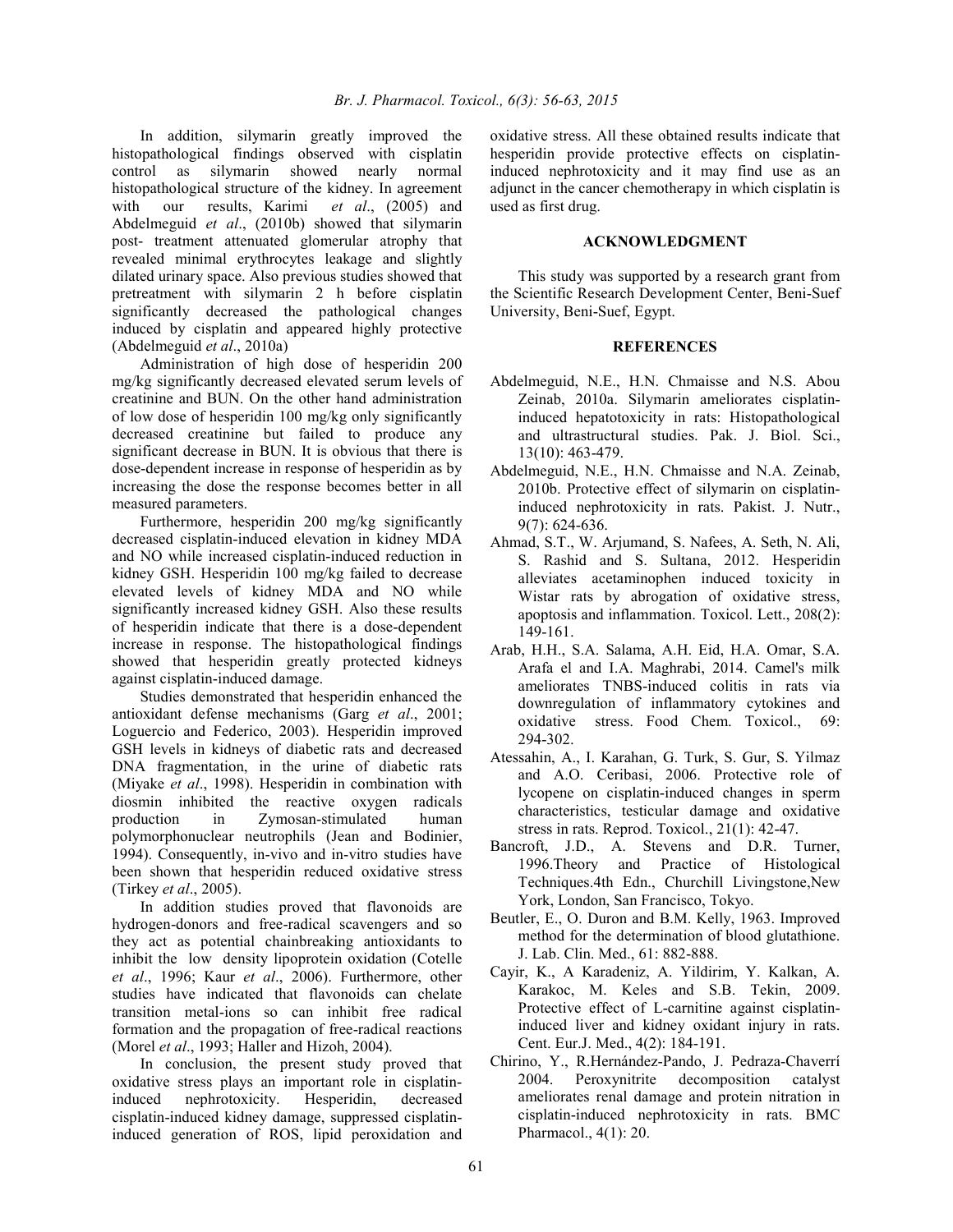In addition, silymarin greatly improved the histopathological findings observed with cisplatin control as silymarin showed nearly normal histopathological structure of the kidney. In agreement with our results, Karimi *et al*., (2005) and Abdelmeguid *et al*., (2010b) showed that silymarin post- treatment attenuated glomerular atrophy that revealed minimal erythrocytes leakage and slightly dilated urinary space. Also previous studies showed that pretreatment with silymarin 2 h before cisplatin significantly decreased the pathological changes induced by cisplatin and appeared highly protective (Abdelmeguid *et al*., 2010a)

Administration of high dose of hesperidin 200 mg/kg significantly decreased elevated serum levels of creatinine and BUN. On the other hand administration of low dose of hesperidin 100 mg/kg only significantly decreased creatinine but failed to produce any significant decrease in BUN. It is obvious that there is dose-dependent increase in response of hesperidin as by increasing the dose the response becomes better in all measured parameters.

Furthermore, hesperidin 200 mg/kg significantly decreased cisplatin-induced elevation in kidney MDA and NO while increased cisplatin-induced reduction in kidney GSH. Hesperidin 100 mg/kg failed to decrease elevated levels of kidney MDA and NO while significantly increased kidney GSH. Also these results of hesperidin indicate that there is a dose-dependent increase in response. The histopathological findings showed that hesperidin greatly protected kidneys against cisplatin-induced damage.

Studies demonstrated that hesperidin enhanced the antioxidant defense mechanisms (Garg *et al*., 2001; Loguercio and Federico, 2003). Hesperidin improved GSH levels in kidneys of diabetic rats and decreased DNA fragmentation, in the urine of diabetic rats (Miyake *et al*., 1998). Hesperidin in combination with diosmin inhibited the reactive oxygen radicals production in Zymosan-stimulated human polymorphonuclear neutrophils (Jean and Bodinier, 1994). Consequently, in-vivo and in-vitro studies have been shown that hesperidin reduced oxidative stress (Tirkey *et al*., 2005).

In addition studies proved that flavonoids are hydrogen-donors and free-radical scavengers and so they act as potential chainbreaking antioxidants to inhibit the low density lipoprotein oxidation (Cotelle *et al*., 1996; Kaur *et al*., 2006). Furthermore, other studies have indicated that flavonoids can chelate transition metal-ions so can inhibit free radical formation and the propagation of free-radical reactions (Morel *et al*., 1993; Haller and Hizoh, 2004).

In conclusion, the present study proved that oxidative stress plays an important role in cisplatin-induced nephrotoxicity. Hesperidin, decreased cisplatin-induced kidney damage, suppressed cisplatin-induced generation of ROS, lipid peroxidation and oxidative stress. All these obtained results indicate that hesperidin provide protective effects on cisplatin-induced nephrotoxicity and it may find use as an adjunct in the cancer chemotherapy in which cisplatin is used as first drug.

## ACKNOWLEDGMENT

This study was supported by a research grant from the Scientific Research Development Center, Beni-Suef University, Beni-Suef, Egypt.

## REFERENCES

Abdelmeguid, N.E., H.N. Chmaisse and N.S. Abou Zeinab, 2010a. Silymarin ameliorates cisplatin-induced hepatotoxicity in rats: Histopathological and ultrastructural studies. Pak. J. Biol. Sci., 13(10): 463-479.

Abdelmeguid, N.E., H.N. Chmaisse and N.A. Zeinab, 2010b. Protective effect of silymarin on cisplatin-induced nephrotoxicity in rats. Pakist. J. Nutr., 9(7): 624-636.

Ahmad, S.T., W. Arjumand, S. Nafees, A. Seth, N. Ali, S. Rashid and S. Sultana, 2012. Hesperidin alleviates acetaminophen induced toxicity in Wistar rats by abrogation of oxidative stress, apoptosis and inflammation. Toxicol. Lett., 208(2): 149-161.

Arab, H.H., S.A. Salama, A.H. Eid, H.A. Omar, S.A. Arafa el and I.A. Maghrabi, 2014. Camel's milk ameliorates TNBS-induced colitis in rats via downregulation of inflammatory cytokines and oxidative stress. Food Chem. Toxicol., 69: 294-302.

Atessahin, A., I. Karahan, G. Turk, S. Gur, S. Yilmaz and A.O. Ceribasi, 2006. Protective role of lycopene on cisplatin-induced changes in sperm characteristics, testicular damage and oxidative stress in rats. Reprod. Toxicol., 21(1): 42-47.

Bancroft, J.D., A. Stevens and D.R. Turner, 1996.Theory and Practice of Histological Techniques.4th Edn., Churchill Livingstone,New York, London, San Francisco, Tokyo.

Beutler, E., O. Duron and B.M. Kelly, 1963. Improved method for the determination of blood glutathione. J. Lab. Clin. Med., 61: 882-888.

Cayir, K., A Karadeniz, A. Yildirim, Y. Kalkan, A. Karakoc, M. Keles and S.B. Tekin, 2009. Protective effect of L-carnitine against cisplatin-induced liver and kidney oxidant injury in rats. Cent. Eur.J. Med., 4(2): 184-191.

Chirino, Y., R.Hernández-Pando, J. Pedraza-Chaverrí 2004. Peroxynitrite decomposition catalyst ameliorates renal damage and protein nitration in cisplatin-induced nephrotoxicity in rats. BMC Pharmacol., 4(1): 20.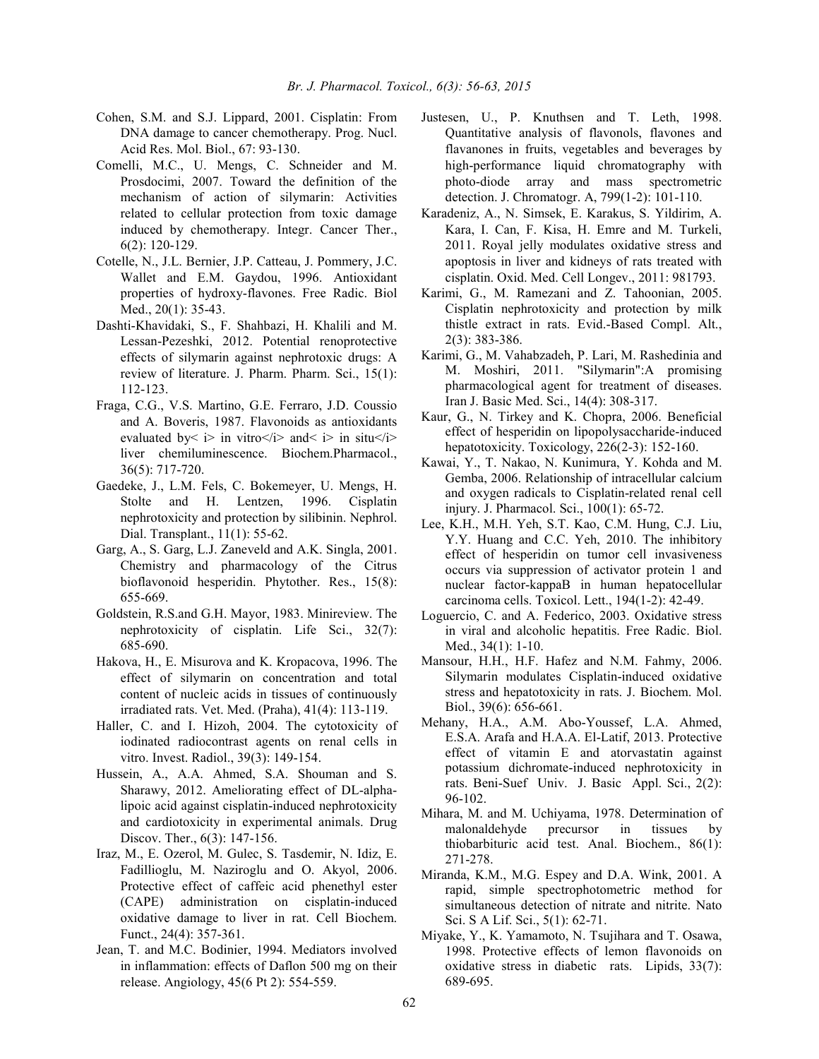Cohen, S.M. and S.J. Lippard, 2001. Cisplatin: From DNA damage to cancer chemotherapy. Prog. Nucl. Acid Res. Mol. Biol., 67: 93-130.

Comelli, M.C., U. Mengs, C. Schneider and M. Prosdocimi, 2007. Toward the definition of the mechanism of action of silymarin: Activities related to cellular protection from toxic damage induced by chemotherapy. Integr. Cancer Ther., 6(2): 120-129.

Cotelle, N., J.L. Bernier, J.P. Catteau, J. Pommery, J.C. Wallet and E.M. Gaydou, 1996. Antioxidant properties of hydroxy-flavones. Free Radic. Biol Med., 20(1): 35-43.

Dashti-Khavidaki, S., F. Shahbazi, H. Khalili and M. Lessan-Pezeshki, 2012. Potential renoprotective effects of silymarin against nephrotoxic drugs: A review of literature. J. Pharm. Pharm. Sci., 15(1): 112-123.

Fraga, C.G., V.S. Martino, G.E. Ferraro, J.D. Coussio and A. Boveris, 1987. Flavonoids as antioxidants evaluated by< i> in vitro</i> and< i> in situ</i> liver chemiluminescence. Biochem.Pharmacol., 36(5): 717-720.

Gaedeke, J., L.M. Fels, C. Bokemeyer, U. Mengs, H. Stolte and H. Lentzen, 1996. Cisplatin nephrotoxicity and protection by silibinin. Nephrol. Dial. Transplant., 11(1): 55-62.

Garg, A., S. Garg, L.J. Zaneveld and A.K. Singla, 2001. Chemistry and pharmacology of the Citrus bioflavonoid hesperidin. Phytother. Res., 15(8): 655-669.

Goldstein, R.S.and G.H. Mayor, 1983. Minireview. The nephrotoxicity of cisplatin. Life Sci., 32(7): 685-690.

Hakova, H., E. Misurova and K. Kropacova, 1996. The effect of silymarin on concentration and total content of nucleic acids in tissues of continuously irradiated rats. Vet. Med. (Praha), 41(4): 113-119.

Haller, C. and I. Hizoh, 2004. The cytotoxicity of iodinated radiocontrast agents on renal cells in vitro. Invest. Radiol., 39(3): 149-154.

Hussein, A., A.A. Ahmed, S.A. Shouman and S. Sharawy, 2012. Ameliorating effect of DL-alpha-lipoic acid against cisplatin-induced nephrotoxicity and cardiotoxicity in experimental animals. Drug Discov. Ther., 6(3): 147-156.

Iraz, M., E. Ozerol, M. Gulec, S. Tasdemir, N. Idiz, E. Fadillioglu, M. Naziroglu and O. Akyol, 2006. Protective effect of caffeic acid phenethyl ester (CAPE) administration on cisplatin-induced oxidative damage to liver in rat. Cell Biochem. Funct., 24(4): 357-361.

Jean, T. and M.C. Bodinier, 1994. Mediators involved in inflammation: effects of Daflon 500 mg on their release. Angiology, 45(6 Pt 2): 554-559.

Justesen, U., P. Knuthsen and T. Leth, 1998. Quantitative analysis of flavonols, flavones and flavanones in fruits, vegetables and beverages by high-performance liquid chromatography with photo-diode array and mass spectrometric detection. J. Chromatogr. A, 799(1-2): 101-110.

Karadeniz, A., N. Simsek, E. Karakus, S. Yildirim, A. Kara, I. Can, F. Kisa, H. Emre and M. Turkeli, 2011. Royal jelly modulates oxidative stress and apoptosis in liver and kidneys of rats treated with cisplatin. Oxid. Med. Cell Longev., 2011: 981793.

Karimi, G., M. Ramezani and Z. Tahoonian, 2005. Cisplatin nephrotoxicity and protection by milk thistle extract in rats. Evid.-Based Compl. Alt., 2(3): 383-386.

Karimi, G., M. Vahabzadeh, P. Lari, M. Rashedinia and M. Moshiri, 2011. "Silymarin":A promising pharmacological agent for treatment of diseases. Iran J. Basic Med. Sci., 14(4): 308-317.

Kaur, G., N. Tirkey and K. Chopra, 2006. Beneficial effect of hesperidin on lipopolysaccharide-induced hepatotoxicity. Toxicology, 226(2-3): 152-160.

Kawai, Y., T. Nakao, N. Kunimura, Y. Kohda and M. Gemba, 2006. Relationship of intracellular calcium and oxygen radicals to Cisplatin-related renal cell injury. J. Pharmacol. Sci., 100(1): 65-72.

Lee, K.H., M.H. Yeh, S.T. Kao, C.M. Hung, C.J. Liu, Y.Y. Huang and C.C. Yeh, 2010. The inhibitory effect of hesperidin on tumor cell invasiveness occurs via suppression of activator protein 1 and nuclear factor-kappaB in human hepatocellular carcinoma cells. Toxicol. Lett., 194(1-2): 42-49.

Loguercio, C. and A. Federico, 2003. Oxidative stress in viral and alcoholic hepatitis. Free Radic. Biol. Med., 34(1): 1-10.

Mansour, H.H., H.F. Hafez and N.M. Fahmy, 2006. Silymarin modulates Cisplatin-induced oxidative stress and hepatotoxicity in rats. J. Biochem. Mol. Biol., 39(6): 656-661.

Mehany, H.A., A.M. Abo-Youssef, L.A. Ahmed, E.S.A. Arafa and H.A.A. El-Latif, 2013. Protective effect of vitamin E and atorvastatin against potassium dichromate-induced nephrotoxicity in rats. Beni-Suef Univ. J. Basic Appl. Sci., 2(2): 96-102.

Mihara, M. and M. Uchiyama, 1978. Determination of malonaldehyde precursor in tissues by thiobarbituric acid test. Anal. Biochem., 86(1): 271-278.

Miranda, K.M., M.G. Espey and D.A. Wink, 2001. A rapid, simple spectrophotometric method for simultaneous detection of nitrate and nitrite. Nato Sci. S A Lif. Sci., 5(1): 62-71.

Miyake, Y., K. Yamamoto, N. Tsujihara and T. Osawa, 1998. Protective effects of lemon flavonoids on oxidative stress in diabetic rats. Lipids, 33(7): 689-695.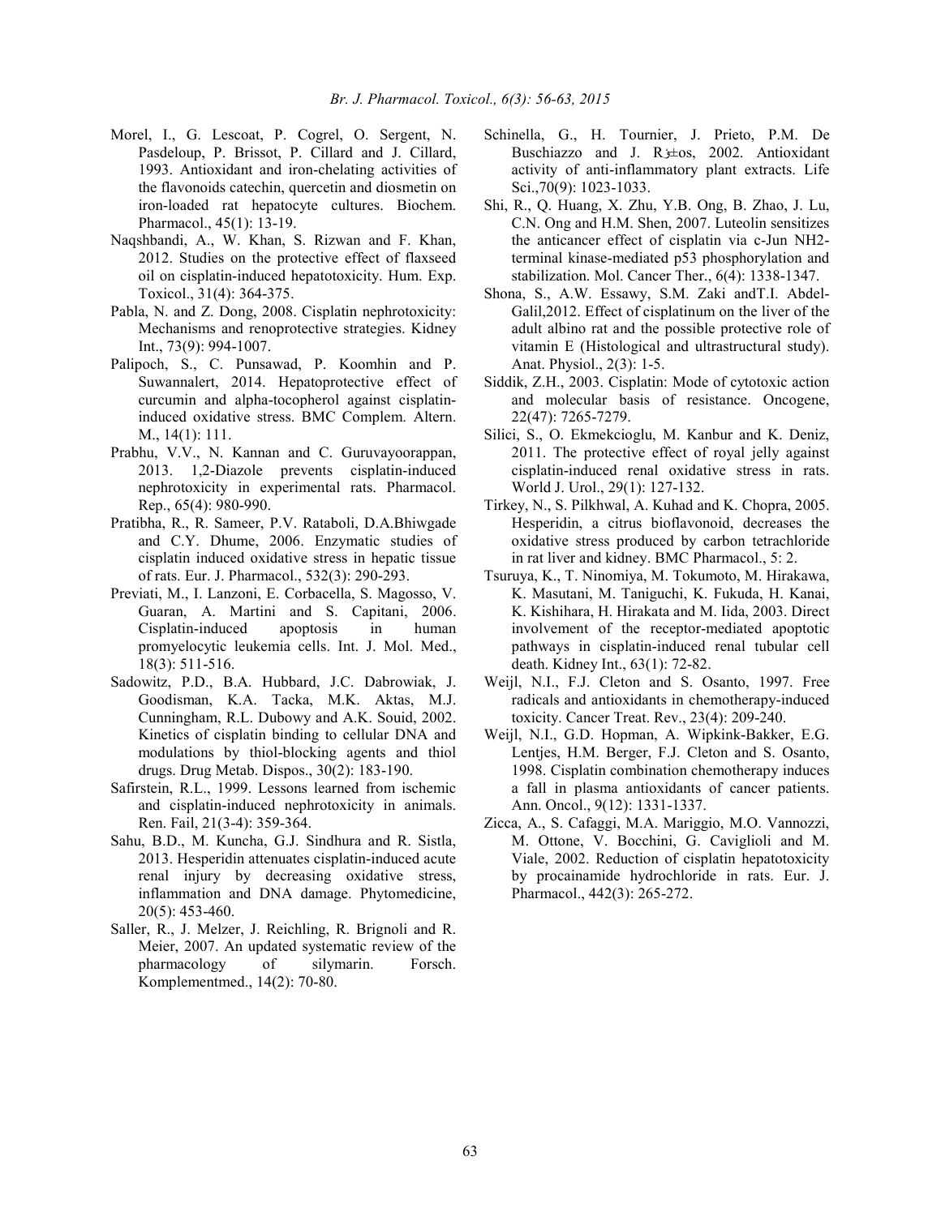Morel, I., G. Lescoat, P. Cogrel, O. Sergent, N. Pasdeloup, P. Brissot, P. Cillard and J. Cillard, 1993. Antioxidant and iron-chelating activities of the flavonoids catechin, quercetin and diosmetin on iron-loaded rat hepatocyte cultures. Biochem. Pharmacol., 45(1): 13-19.

Naqshbandi, A., W. Khan, S. Rizwan and F. Khan, 2012. Studies on the protective effect of flaxseed oil on cisplatin-induced hepatotoxicity. Hum. Exp. Toxicol., 31(4): 364-375.

Pabla, N. and Z. Dong, 2008. Cisplatin nephrotoxicity: Mechanisms and renoprotective strategies. Kidney Int., 73(9): 994-1007.

Palipoch, S., C. Punsawad, P. Koomhin and P. Suwannalert, 2014. Hepatoprotective effect of curcumin and alpha-tocopherol against cisplatin-induced oxidative stress. BMC Complem. Altern. M., 14(1): 111.

Prabhu, V.V., N. Kannan and C. Guruvayoorappan, 2013. 1,2-Diazole prevents cisplatin-induced nephrotoxicity in experimental rats. Pharmacol. Rep., 65(4): 980-990.

Pratibha, R., R. Sameer, P.V. Rataboli, D.A.Bhiwgade and C.Y. Dhume, 2006. Enzymatic studies of cisplatin induced oxidative stress in hepatic tissue of rats. Eur. J. Pharmacol., 532(3): 290-293.

Previati, M., I. Lanzoni, E. Corbacella, S. Magosso, V. Guaran, A. Martini and S. Capitani, 2006. Cisplatin-induced apoptosis in human promyelocytic leukemia cells. Int. J. Mol. Med., 18(3): 511-516.

Sadowitz, P.D., B.A. Hubbard, J.C. Dabrowiak, J. Goodisman, K.A. Tacka, M.K. Aktas, M.J. Cunningham, R.L. Dubowy and A.K. Souid, 2002. Kinetics of cisplatin binding to cellular DNA and modulations by thiol-blocking agents and thiol drugs. Drug Metab. Dispos., 30(2): 183-190.

Safirstein, R.L., 1999. Lessons learned from ischemic and cisplatin-induced nephrotoxicity in animals. Ren. Fail, 21(3-4): 359-364.

Sahu, B.D., M. Kuncha, G.J. Sindhura and R. Sistla, 2013. Hesperidin attenuates cisplatin-induced acute renal injury by decreasing oxidative stress, inflammation and DNA damage. Phytomedicine, 20(5): 453-460.

Saller, R., J. Melzer, J. Reichling, R. Brignoli and R. Meier, 2007. An updated systematic review of the pharmacology of silymarin. Forsch. Komplementmed., 14(2): 70-80.

Schinella, G., H. Tournier, J. Prieto, P.M. De Buschiazzo and J. Rجےos, 2002. Antioxidant activity of anti-inflammatory plant extracts. Life Sci.,70(9): 1023-1033.

Shi, R., Q. Huang, X. Zhu, Y.B. Ong, B. Zhao, J. Lu, C.N. Ong and H.M. Shen, 2007. Luteolin sensitizes the anticancer effect of cisplatin via c-Jun NH2-terminal kinase-mediated p53 phosphorylation and stabilization. Mol. Cancer Ther., 6(4): 1338-1347.

Shona, S., A.W. Essawy, S.M. Zaki andT.I. Abdel-Galil,2012. Effect of cisplatinum on the liver of the adult albino rat and the possible protective role of vitamin E (Histological and ultrastructural study). Anat. Physiol., 2(3): 1-5.

Siddik, Z.H., 2003. Cisplatin: Mode of cytotoxic action and molecular basis of resistance. Oncogene, 22(47): 7265-7279.

Silici, S., O. Ekmekcioglu, M. Kanbur and K. Deniz, 2011. The protective effect of royal jelly against cisplatin-induced renal oxidative stress in rats. World J. Urol., 29(1): 127-132.

Tirkey, N., S. Pilkhwal, A. Kuhad and K. Chopra, 2005. Hesperidin, a citrus bioflavonoid, decreases the oxidative stress produced by carbon tetrachloride in rat liver and kidney. BMC Pharmacol., 5: 2.

Tsuruya, K., T. Ninomiya, M. Tokumoto, M. Hirakawa, K. Masutani, M. Taniguchi, K. Fukuda, H. Kanai, K. Kishihara, H. Hirakata and M. Iida, 2003. Direct involvement of the receptor-mediated apoptotic pathways in cisplatin-induced renal tubular cell death. Kidney Int., 63(1): 72-82.

Weijl, N.I., F.J. Cleton and S. Osanto, 1997. Free radicals and antioxidants in chemotherapy-induced toxicity. Cancer Treat. Rev., 23(4): 209-240.

Weijl, N.I., G.D. Hopman, A. Wipkink-Bakker, E.G. Lentjes, H.M. Berger, F.J. Cleton and S. Osanto, 1998. Cisplatin combination chemotherapy induces a fall in plasma antioxidants of cancer patients. Ann. Oncol., 9(12): 1331-1337.

Zicca, A., S. Cafaggi, M.A. Mariggio, M.O. Vannozzi, M. Ottone, V. Bocchini, G. Caviglioli and M. Viale, 2002. Reduction of cisplatin hepatotoxicity by procainamide hydrochloride in rats. Eur. J. Pharmacol., 442(3): 265-272.